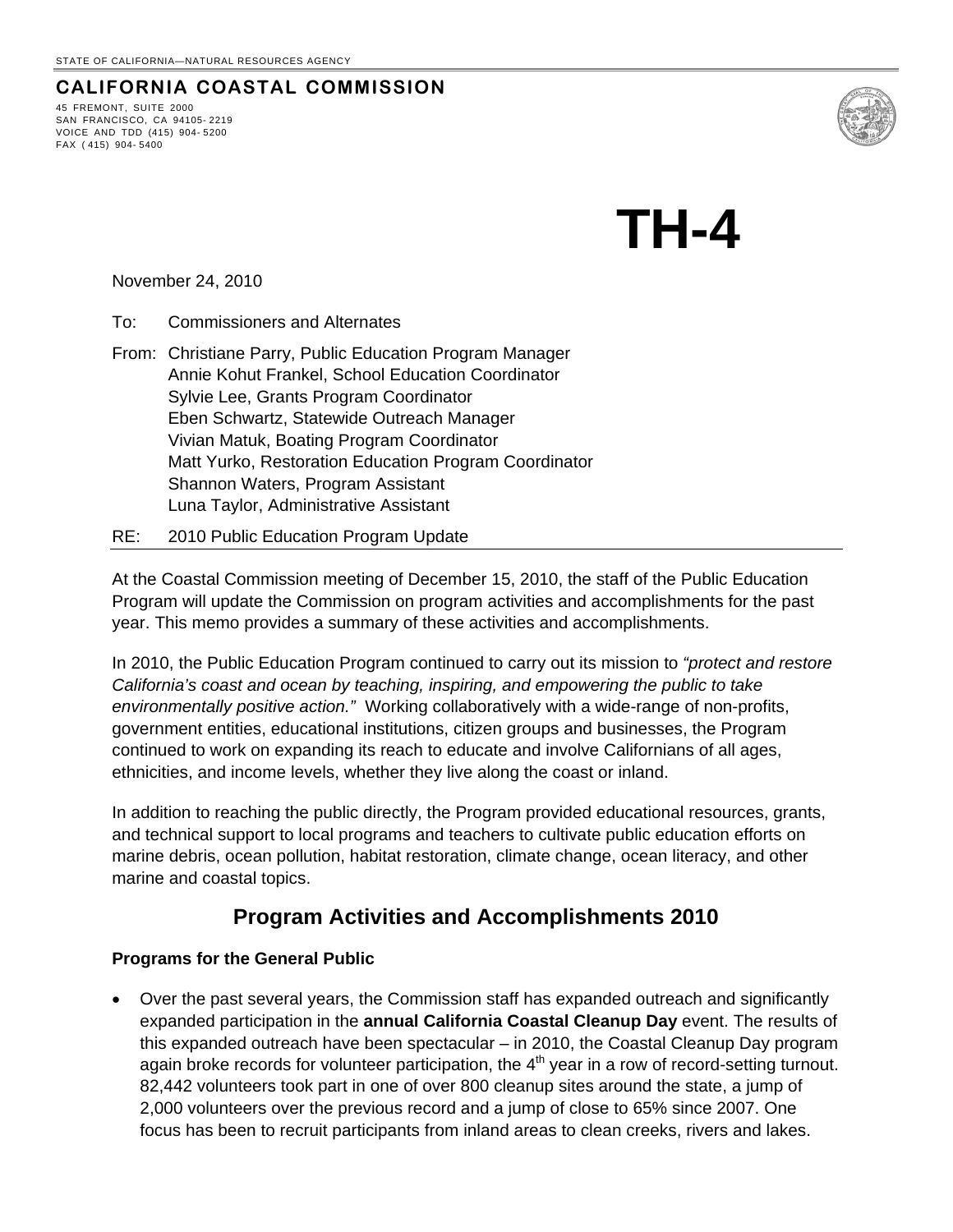STATE OF CALIFORNIA—NATURAL RESOURCES AGENCY

**CALIFORNIA COASTAL COMMISSION**

45 FREMONT, SUITE 2000
SAN FRANCISCO, CA 94105-2219
VOICE AND TDD (415) 904-5200
FAX (415) 904-5400

# TH-4

November 24, 2010

To: Commissioners and Alternates

From: Christiane Parry, Public Education Program Manager
Annie Kohut Frankel, School Education Coordinator
Sylvie Lee, Grants Program Coordinator
Eben Schwartz, Statewide Outreach Manager
Vivian Matuk, Boating Program Coordinator
Matt Yurko, Restoration Education Program Coordinator
Shannon Waters, Program Assistant
Luna Taylor, Administrative Assistant

RE: 2010 Public Education Program Update

---

At the Coastal Commission meeting of December 15, 2010, the staff of the Public Education Program will update the Commission on program activities and accomplishments for the past year. This memo provides a summary of these activities and accomplishments.

In 2010, the Public Education Program continued to carry out its mission to *"protect and restore California's coast and ocean by teaching, inspiring, and empowering the public to take environmentally positive action."* Working collaboratively with a wide-range of non-profits, government entities, educational institutions, citizen groups and businesses, the Program continued to work on expanding its reach to educate and involve Californians of all ages, ethnicities, and income levels, whether they live along the coast or inland.

In addition to reaching the public directly, the Program provided educational resources, grants, and technical support to local programs and teachers to cultivate public education efforts on marine debris, ocean pollution, habitat restoration, climate change, ocean literacy, and other marine and coastal topics.

## Program Activities and Accomplishments 2010

**Programs for the General Public**

- Over the past several years, the Commission staff has expanded outreach and significantly expanded participation in the **annual California Coastal Cleanup Day** event. The results of this expanded outreach have been spectacular – in 2010, the Coastal Cleanup Day program again broke records for volunteer participation, the 4th year in a row of record-setting turnout. 82,442 volunteers took part in one of over 800 cleanup sites around the state, a jump of 2,000 volunteers over the previous record and a jump of close to 65% since 2007. One focus has been to recruit participants from inland areas to clean creeks, rivers and lakes.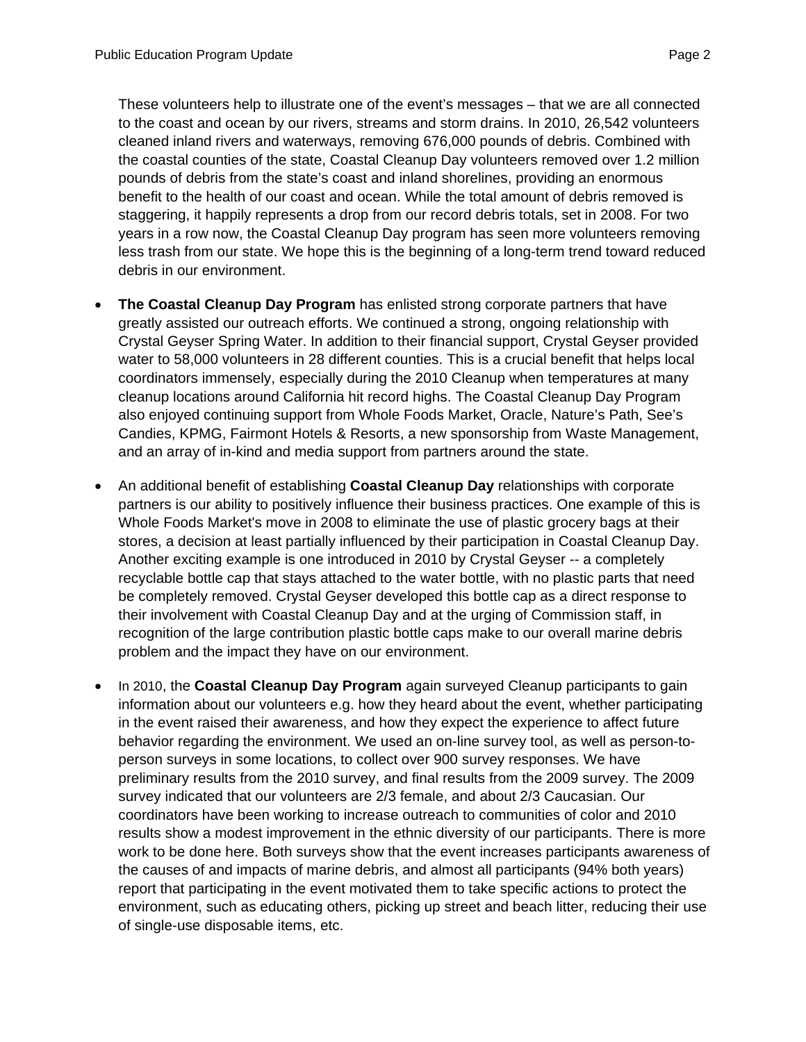These volunteers help to illustrate one of the event's messages – that we are all connected to the coast and ocean by our rivers, streams and storm drains. In 2010, 26,542 volunteers cleaned inland rivers and waterways, removing 676,000 pounds of debris. Combined with the coastal counties of the state, Coastal Cleanup Day volunteers removed over 1.2 million pounds of debris from the state's coast and inland shorelines, providing an enormous benefit to the health of our coast and ocean. While the total amount of debris removed is staggering, it happily represents a drop from our record debris totals, set in 2008. For two years in a row now, the Coastal Cleanup Day program has seen more volunteers removing less trash from our state. We hope this is the beginning of a long-term trend toward reduced debris in our environment.

- **The Coastal Cleanup Day Program** has enlisted strong corporate partners that have greatly assisted our outreach efforts. We continued a strong, ongoing relationship with Crystal Geyser Spring Water. In addition to their financial support, Crystal Geyser provided water to 58,000 volunteers in 28 different counties. This is a crucial benefit that helps local coordinators immensely, especially during the 2010 Cleanup when temperatures at many cleanup locations around California hit record highs. The Coastal Cleanup Day Program also enjoyed continuing support from Whole Foods Market, Oracle, Nature's Path, See's Candies, KPMG, Fairmont Hotels & Resorts, a new sponsorship from Waste Management, and an array of in-kind and media support from partners around the state.

- An additional benefit of establishing **Coastal Cleanup Day** relationships with corporate partners is our ability to positively influence their business practices. One example of this is Whole Foods Market's move in 2008 to eliminate the use of plastic grocery bags at their stores, a decision at least partially influenced by their participation in Coastal Cleanup Day. Another exciting example is one introduced in 2010 by Crystal Geyser -- a completely recyclable bottle cap that stays attached to the water bottle, with no plastic parts that need be completely removed. Crystal Geyser developed this bottle cap as a direct response to their involvement with Coastal Cleanup Day and at the urging of Commission staff, in recognition of the large contribution plastic bottle caps make to our overall marine debris problem and the impact they have on our environment.

- In 2010, the **Coastal Cleanup Day Program** again surveyed Cleanup participants to gain information about our volunteers e.g. how they heard about the event, whether participating in the event raised their awareness, and how they expect the experience to affect future behavior regarding the environment. We used an on-line survey tool, as well as person-to-person surveys in some locations, to collect over 900 survey responses. We have preliminary results from the 2010 survey, and final results from the 2009 survey. The 2009 survey indicated that our volunteers are 2/3 female, and about 2/3 Caucasian. Our coordinators have been working to increase outreach to communities of color and 2010 results show a modest improvement in the ethnic diversity of our participants. There is more work to be done here. Both surveys show that the event increases participants awareness of the causes of and impacts of marine debris, and almost all participants (94% both years) report that participating in the event motivated them to take specific actions to protect the environment, such as educating others, picking up street and beach litter, reducing their use of single-use disposable items, etc.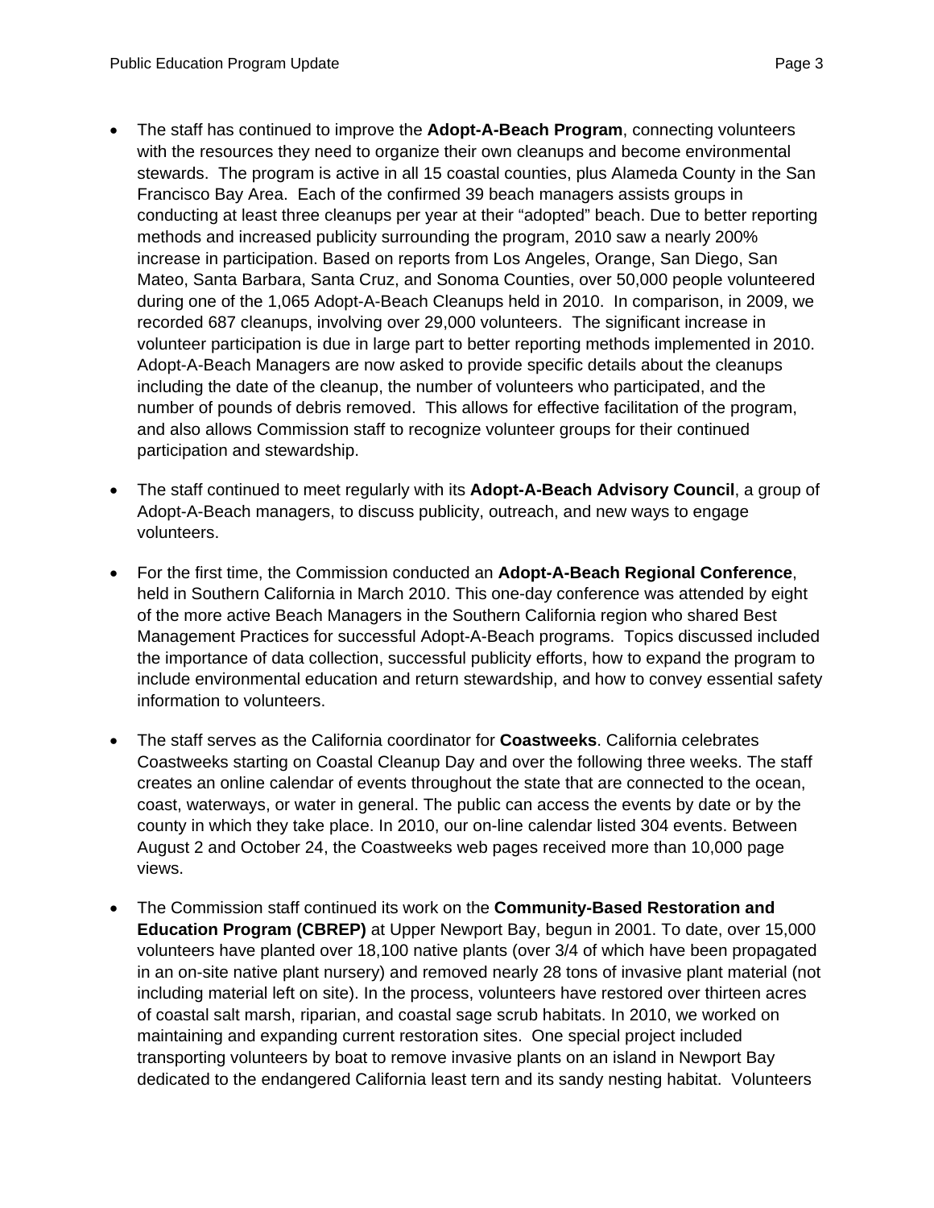- The staff has continued to improve the **Adopt-A-Beach Program**, connecting volunteers with the resources they need to organize their own cleanups and become environmental stewards. The program is active in all 15 coastal counties, plus Alameda County in the San Francisco Bay Area. Each of the confirmed 39 beach managers assists groups in conducting at least three cleanups per year at their "adopted" beach. Due to better reporting methods and increased publicity surrounding the program, 2010 saw a nearly 200% increase in participation. Based on reports from Los Angeles, Orange, San Diego, San Mateo, Santa Barbara, Santa Cruz, and Sonoma Counties, over 50,000 people volunteered during one of the 1,065 Adopt-A-Beach Cleanups held in 2010. In comparison, in 2009, we recorded 687 cleanups, involving over 29,000 volunteers. The significant increase in volunteer participation is due in large part to better reporting methods implemented in 2010. Adopt-A-Beach Managers are now asked to provide specific details about the cleanups including the date of the cleanup, the number of volunteers who participated, and the number of pounds of debris removed. This allows for effective facilitation of the program, and also allows Commission staff to recognize volunteer groups for their continued participation and stewardship.

- The staff continued to meet regularly with its **Adopt-A-Beach Advisory Council**, a group of Adopt-A-Beach managers, to discuss publicity, outreach, and new ways to engage volunteers.

- For the first time, the Commission conducted an **Adopt-A-Beach Regional Conference**, held in Southern California in March 2010. This one-day conference was attended by eight of the more active Beach Managers in the Southern California region who shared Best Management Practices for successful Adopt-A-Beach programs. Topics discussed included the importance of data collection, successful publicity efforts, how to expand the program to include environmental education and return stewardship, and how to convey essential safety information to volunteers.

- The staff serves as the California coordinator for **Coastweeks**. California celebrates Coastweeks starting on Coastal Cleanup Day and over the following three weeks. The staff creates an online calendar of events throughout the state that are connected to the ocean, coast, waterways, or water in general. The public can access the events by date or by the county in which they take place. In 2010, our on-line calendar listed 304 events. Between August 2 and October 24, the Coastweeks web pages received more than 10,000 page views.

- The Commission staff continued its work on the **Community-Based Restoration and Education Program (CBREP)** at Upper Newport Bay, begun in 2001. To date, over 15,000 volunteers have planted over 18,100 native plants (over 3/4 of which have been propagated in an on-site native plant nursery) and removed nearly 28 tons of invasive plant material (not including material left on site). In the process, volunteers have restored over thirteen acres of coastal salt marsh, riparian, and coastal sage scrub habitats. In 2010, we worked on maintaining and expanding current restoration sites. One special project included transporting volunteers by boat to remove invasive plants on an island in Newport Bay dedicated to the endangered California least tern and its sandy nesting habitat. Volunteers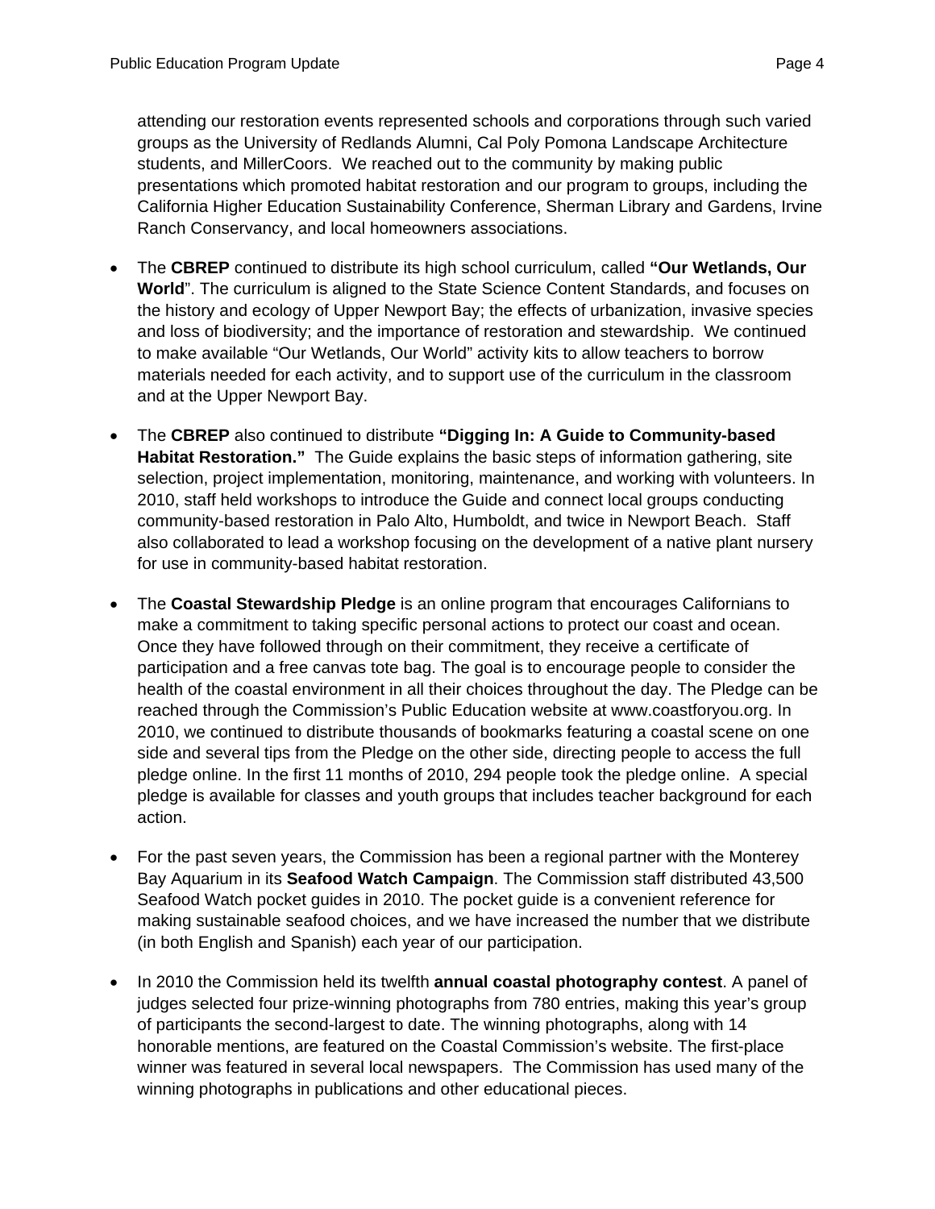attending our restoration events represented schools and corporations through such varied groups as the University of Redlands Alumni, Cal Poly Pomona Landscape Architecture students, and MillerCoors. We reached out to the community by making public presentations which promoted habitat restoration and our program to groups, including the California Higher Education Sustainability Conference, Sherman Library and Gardens, Irvine Ranch Conservancy, and local homeowners associations.

- The **CBREP** continued to distribute its high school curriculum, called **"Our Wetlands, Our World"**. The curriculum is aligned to the State Science Content Standards, and focuses on the history and ecology of Upper Newport Bay; the effects of urbanization, invasive species and loss of biodiversity; and the importance of restoration and stewardship. We continued to make available "Our Wetlands, Our World" activity kits to allow teachers to borrow materials needed for each activity, and to support use of the curriculum in the classroom and at the Upper Newport Bay.

- The **CBREP** also continued to distribute **"Digging In: A Guide to Community-based Habitat Restoration."** The Guide explains the basic steps of information gathering, site selection, project implementation, monitoring, maintenance, and working with volunteers. In 2010, staff held workshops to introduce the Guide and connect local groups conducting community-based restoration in Palo Alto, Humboldt, and twice in Newport Beach. Staff also collaborated to lead a workshop focusing on the development of a native plant nursery for use in community-based habitat restoration.

- The **Coastal Stewardship Pledge** is an online program that encourages Californians to make a commitment to taking specific personal actions to protect our coast and ocean. Once they have followed through on their commitment, they receive a certificate of participation and a free canvas tote bag. The goal is to encourage people to consider the health of the coastal environment in all their choices throughout the day. The Pledge can be reached through the Commission's Public Education website at www.coastforyou.org. In 2010, we continued to distribute thousands of bookmarks featuring a coastal scene on one side and several tips from the Pledge on the other side, directing people to access the full pledge online. In the first 11 months of 2010, 294 people took the pledge online. A special pledge is available for classes and youth groups that includes teacher background for each action.

- For the past seven years, the Commission has been a regional partner with the Monterey Bay Aquarium in its **Seafood Watch Campaign**. The Commission staff distributed 43,500 Seafood Watch pocket guides in 2010. The pocket guide is a convenient reference for making sustainable seafood choices, and we have increased the number that we distribute (in both English and Spanish) each year of our participation.

- In 2010 the Commission held its twelfth **annual coastal photography contest**. A panel of judges selected four prize-winning photographs from 780 entries, making this year's group of participants the second-largest to date. The winning photographs, along with 14 honorable mentions, are featured on the Coastal Commission's website. The first-place winner was featured in several local newspapers. The Commission has used many of the winning photographs in publications and other educational pieces.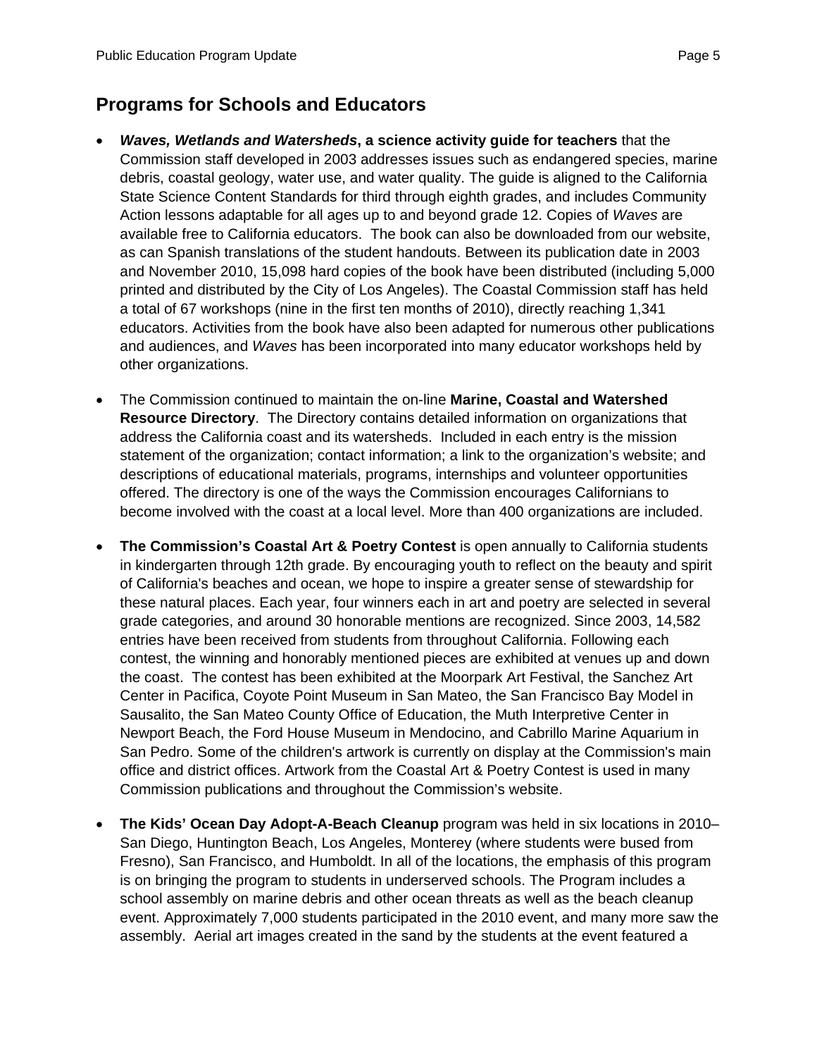## Programs for Schools and Educators

- ***Waves, Wetlands and Watersheds*, a science activity guide for teachers** that the Commission staff developed in 2003 addresses issues such as endangered species, marine debris, coastal geology, water use, and water quality. The guide is aligned to the California State Science Content Standards for third through eighth grades, and includes Community Action lessons adaptable for all ages up to and beyond grade 12. Copies of *Waves* are available free to California educators. The book can also be downloaded from our website, as can Spanish translations of the student handouts. Between its publication date in 2003 and November 2010, 15,098 hard copies of the book have been distributed (including 5,000 printed and distributed by the City of Los Angeles). The Coastal Commission staff has held a total of 67 workshops (nine in the first ten months of 2010), directly reaching 1,341 educators. Activities from the book have also been adapted for numerous other publications and audiences, and *Waves* has been incorporated into many educator workshops held by other organizations.

- The Commission continued to maintain the on-line **Marine, Coastal and Watershed Resource Directory**. The Directory contains detailed information on organizations that address the California coast and its watersheds. Included in each entry is the mission statement of the organization; contact information; a link to the organization's website; and descriptions of educational materials, programs, internships and volunteer opportunities offered. The directory is one of the ways the Commission encourages Californians to become involved with the coast at a local level. More than 400 organizations are included.

- **The Commission's Coastal Art & Poetry Contest** is open annually to California students in kindergarten through 12th grade. By encouraging youth to reflect on the beauty and spirit of California's beaches and ocean, we hope to inspire a greater sense of stewardship for these natural places. Each year, four winners each in art and poetry are selected in several grade categories, and around 30 honorable mentions are recognized. Since 2003, 14,582 entries have been received from students from throughout California. Following each contest, the winning and honorably mentioned pieces are exhibited at venues up and down the coast. The contest has been exhibited at the Moorpark Art Festival, the Sanchez Art Center in Pacifica, Coyote Point Museum in San Mateo, the San Francisco Bay Model in Sausalito, the San Mateo County Office of Education, the Muth Interpretive Center in Newport Beach, the Ford House Museum in Mendocino, and Cabrillo Marine Aquarium in San Pedro. Some of the children's artwork is currently on display at the Commission's main office and district offices. Artwork from the Coastal Art & Poetry Contest is used in many Commission publications and throughout the Commission's website.

- **The Kids' Ocean Day Adopt-A-Beach Cleanup** program was held in six locations in 2010– San Diego, Huntington Beach, Los Angeles, Monterey (where students were bused from Fresno), San Francisco, and Humboldt. In all of the locations, the emphasis of this program is on bringing the program to students in underserved schools. The Program includes a school assembly on marine debris and other ocean threats as well as the beach cleanup event. Approximately 7,000 students participated in the 2010 event, and many more saw the assembly. Aerial art images created in the sand by the students at the event featured a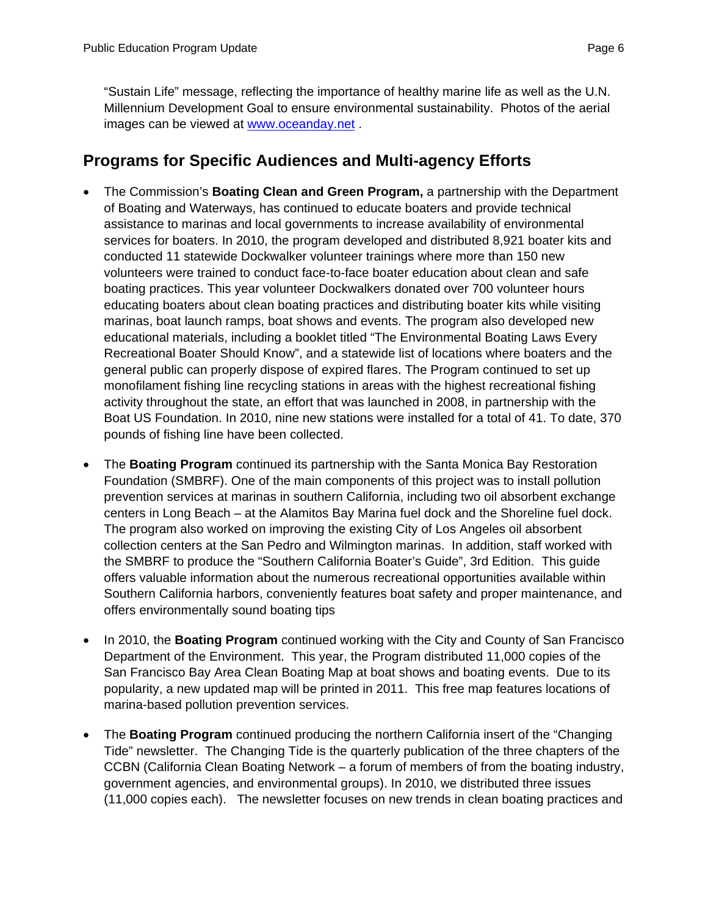"Sustain Life" message, reflecting the importance of healthy marine life as well as the U.N. Millennium Development Goal to ensure environmental sustainability. Photos of the aerial images can be viewed at www.oceanday.net .

## Programs for Specific Audiences and Multi-agency Efforts

- The Commission's **Boating Clean and Green Program,** a partnership with the Department of Boating and Waterways, has continued to educate boaters and provide technical assistance to marinas and local governments to increase availability of environmental services for boaters. In 2010, the program developed and distributed 8,921 boater kits and conducted 11 statewide Dockwalker volunteer trainings where more than 150 new volunteers were trained to conduct face-to-face boater education about clean and safe boating practices. This year volunteer Dockwalkers donated over 700 volunteer hours educating boaters about clean boating practices and distributing boater kits while visiting marinas, boat launch ramps, boat shows and events. The program also developed new educational materials, including a booklet titled "The Environmental Boating Laws Every Recreational Boater Should Know", and a statewide list of locations where boaters and the general public can properly dispose of expired flares. The Program continued to set up monofilament fishing line recycling stations in areas with the highest recreational fishing activity throughout the state, an effort that was launched in 2008, in partnership with the Boat US Foundation. In 2010, nine new stations were installed for a total of 41. To date, 370 pounds of fishing line have been collected.

- The **Boating Program** continued its partnership with the Santa Monica Bay Restoration Foundation (SMBRF). One of the main components of this project was to install pollution prevention services at marinas in southern California, including two oil absorbent exchange centers in Long Beach – at the Alamitos Bay Marina fuel dock and the Shoreline fuel dock. The program also worked on improving the existing City of Los Angeles oil absorbent collection centers at the San Pedro and Wilmington marinas. In addition, staff worked with the SMBRF to produce the "Southern California Boater's Guide", 3rd Edition. This guide offers valuable information about the numerous recreational opportunities available within Southern California harbors, conveniently features boat safety and proper maintenance, and offers environmentally sound boating tips

- In 2010, the **Boating Program** continued working with the City and County of San Francisco Department of the Environment. This year, the Program distributed 11,000 copies of the San Francisco Bay Area Clean Boating Map at boat shows and boating events. Due to its popularity, a new updated map will be printed in 2011. This free map features locations of marina-based pollution prevention services.

- The **Boating Program** continued producing the northern California insert of the "Changing Tide" newsletter. The Changing Tide is the quarterly publication of the three chapters of the CCBN (California Clean Boating Network – a forum of members of from the boating industry, government agencies, and environmental groups). In 2010, we distributed three issues (11,000 copies each). The newsletter focuses on new trends in clean boating practices and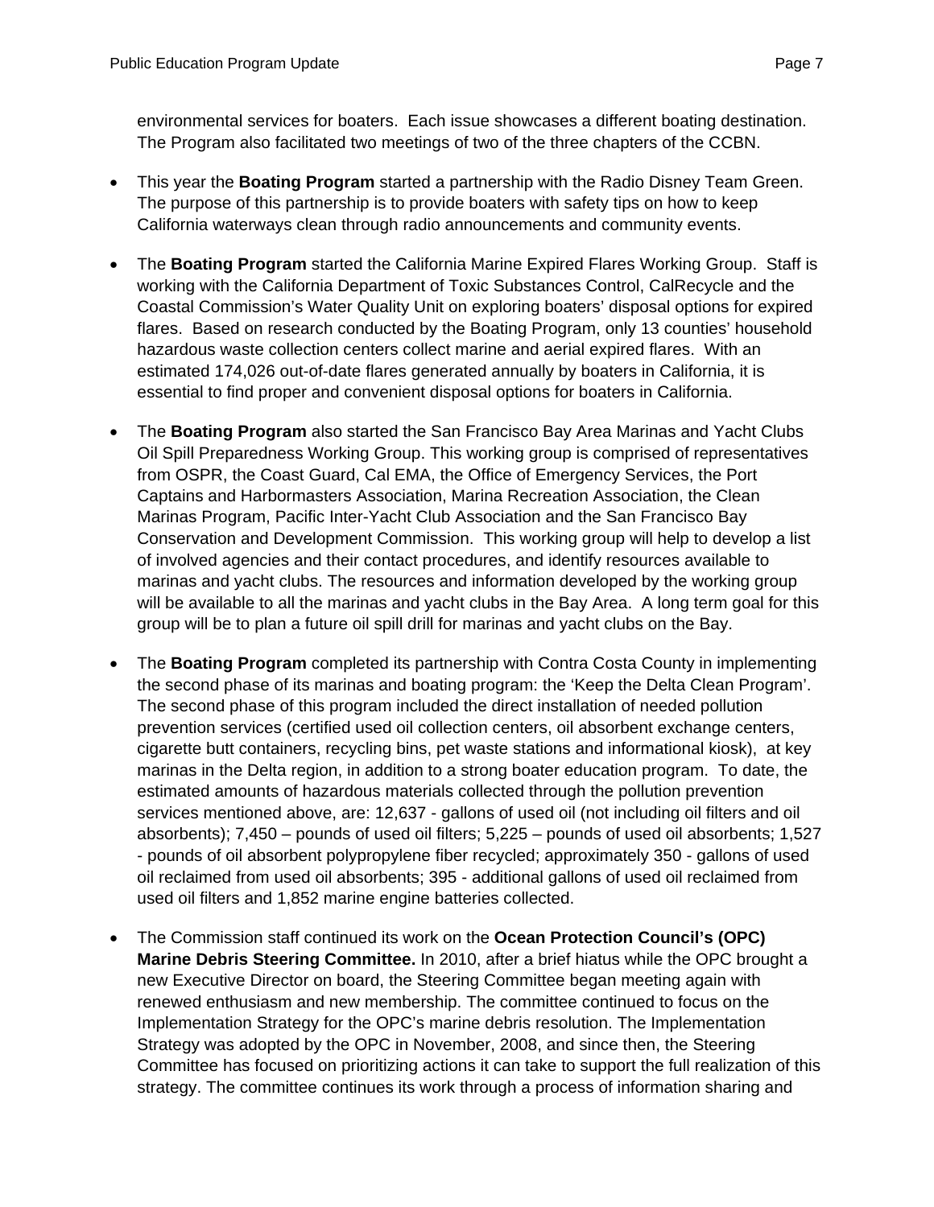environmental services for boaters. Each issue showcases a different boating destination. The Program also facilitated two meetings of two of the three chapters of the CCBN.

- This year the **Boating Program** started a partnership with the Radio Disney Team Green. The purpose of this partnership is to provide boaters with safety tips on how to keep California waterways clean through radio announcements and community events.

- The **Boating Program** started the California Marine Expired Flares Working Group. Staff is working with the California Department of Toxic Substances Control, CalRecycle and the Coastal Commission's Water Quality Unit on exploring boaters' disposal options for expired flares. Based on research conducted by the Boating Program, only 13 counties' household hazardous waste collection centers collect marine and aerial expired flares. With an estimated 174,026 out-of-date flares generated annually by boaters in California, it is essential to find proper and convenient disposal options for boaters in California.

- The **Boating Program** also started the San Francisco Bay Area Marinas and Yacht Clubs Oil Spill Preparedness Working Group. This working group is comprised of representatives from OSPR, the Coast Guard, Cal EMA, the Office of Emergency Services, the Port Captains and Harbormasters Association, Marina Recreation Association, the Clean Marinas Program, Pacific Inter-Yacht Club Association and the San Francisco Bay Conservation and Development Commission. This working group will help to develop a list of involved agencies and their contact procedures, and identify resources available to marinas and yacht clubs. The resources and information developed by the working group will be available to all the marinas and yacht clubs in the Bay Area. A long term goal for this group will be to plan a future oil spill drill for marinas and yacht clubs on the Bay.

- The **Boating Program** completed its partnership with Contra Costa County in implementing the second phase of its marinas and boating program: the 'Keep the Delta Clean Program'. The second phase of this program included the direct installation of needed pollution prevention services (certified used oil collection centers, oil absorbent exchange centers, cigarette butt containers, recycling bins, pet waste stations and informational kiosk), at key marinas in the Delta region, in addition to a strong boater education program. To date, the estimated amounts of hazardous materials collected through the pollution prevention services mentioned above, are: 12,637 - gallons of used oil (not including oil filters and oil absorbents); 7,450 – pounds of used oil filters; 5,225 – pounds of used oil absorbents; 1,527 - pounds of oil absorbent polypropylene fiber recycled; approximately 350 - gallons of used oil reclaimed from used oil absorbents; 395 - additional gallons of used oil reclaimed from used oil filters and 1,852 marine engine batteries collected.

- The Commission staff continued its work on the **Ocean Protection Council's (OPC) Marine Debris Steering Committee.** In 2010, after a brief hiatus while the OPC brought a new Executive Director on board, the Steering Committee began meeting again with renewed enthusiasm and new membership. The committee continued to focus on the Implementation Strategy for the OPC's marine debris resolution. The Implementation Strategy was adopted by the OPC in November, 2008, and since then, the Steering Committee has focused on prioritizing actions it can take to support the full realization of this strategy. The committee continues its work through a process of information sharing and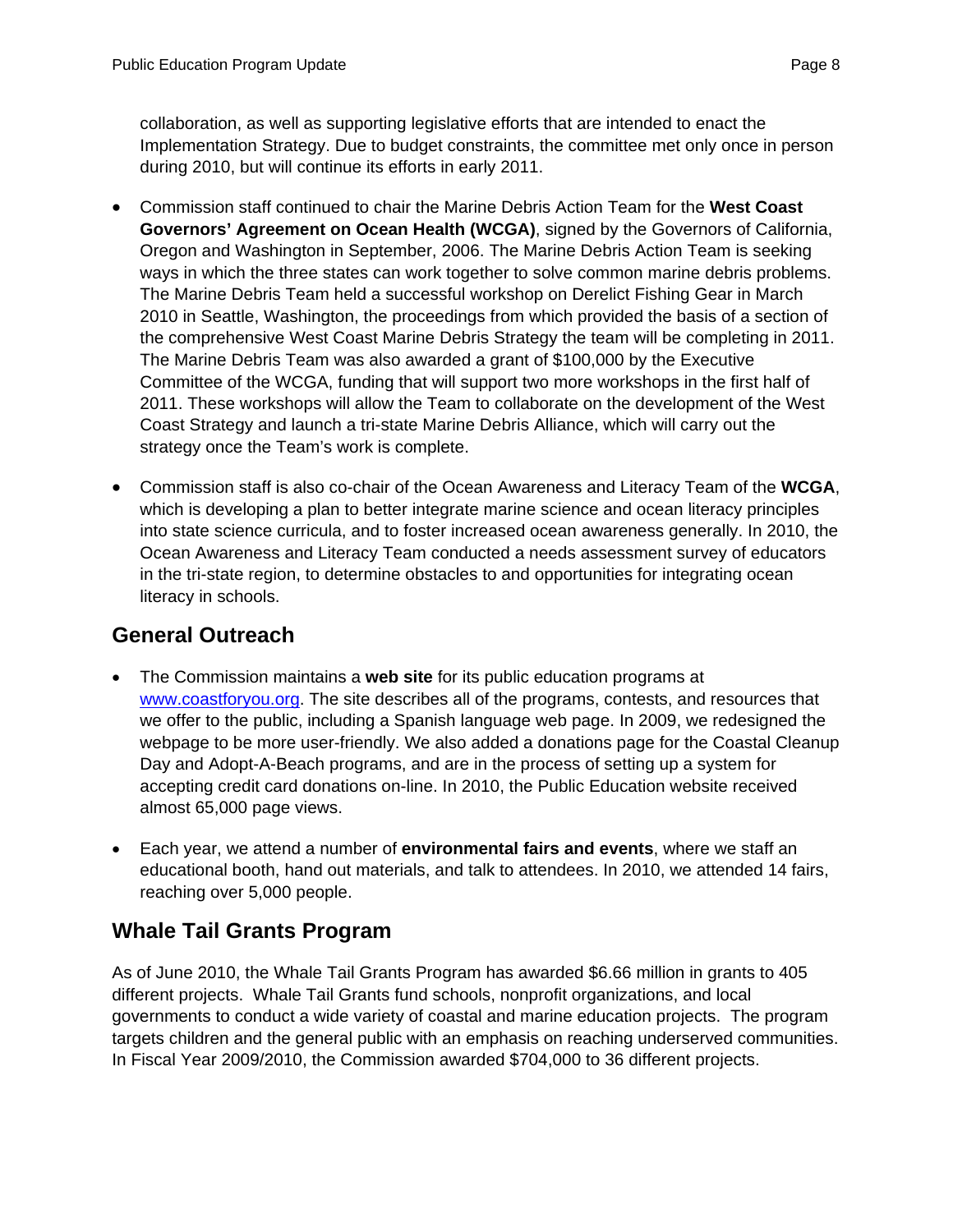collaboration, as well as supporting legislative efforts that are intended to enact the Implementation Strategy. Due to budget constraints, the committee met only once in person during 2010, but will continue its efforts in early 2011.

- Commission staff continued to chair the Marine Debris Action Team for the **West Coast Governors' Agreement on Ocean Health (WCGA)**, signed by the Governors of California, Oregon and Washington in September, 2006. The Marine Debris Action Team is seeking ways in which the three states can work together to solve common marine debris problems. The Marine Debris Team held a successful workshop on Derelict Fishing Gear in March 2010 in Seattle, Washington, the proceedings from which provided the basis of a section of the comprehensive West Coast Marine Debris Strategy the team will be completing in 2011. The Marine Debris Team was also awarded a grant of $100,000 by the Executive Committee of the WCGA, funding that will support two more workshops in the first half of 2011. These workshops will allow the Team to collaborate on the development of the West Coast Strategy and launch a tri-state Marine Debris Alliance, which will carry out the strategy once the Team's work is complete.

- Commission staff is also co-chair of the Ocean Awareness and Literacy Team of the **WCGA**, which is developing a plan to better integrate marine science and ocean literacy principles into state science curricula, and to foster increased ocean awareness generally. In 2010, the Ocean Awareness and Literacy Team conducted a needs assessment survey of educators in the tri-state region, to determine obstacles to and opportunities for integrating ocean literacy in schools.

## General Outreach

- The Commission maintains a **web site** for its public education programs at www.coastforyou.org. The site describes all of the programs, contests, and resources that we offer to the public, including a Spanish language web page. In 2009, we redesigned the webpage to be more user-friendly. We also added a donations page for the Coastal Cleanup Day and Adopt-A-Beach programs, and are in the process of setting up a system for accepting credit card donations on-line. In 2010, the Public Education website received almost 65,000 page views.

- Each year, we attend a number of **environmental fairs and events**, where we staff an educational booth, hand out materials, and talk to attendees. In 2010, we attended 14 fairs, reaching over 5,000 people.

## Whale Tail Grants Program

As of June 2010, the Whale Tail Grants Program has awarded $6.66 million in grants to 405 different projects. Whale Tail Grants fund schools, nonprofit organizations, and local governments to conduct a wide variety of coastal and marine education projects. The program targets children and the general public with an emphasis on reaching underserved communities. In Fiscal Year 2009/2010, the Commission awarded $704,000 to 36 different projects.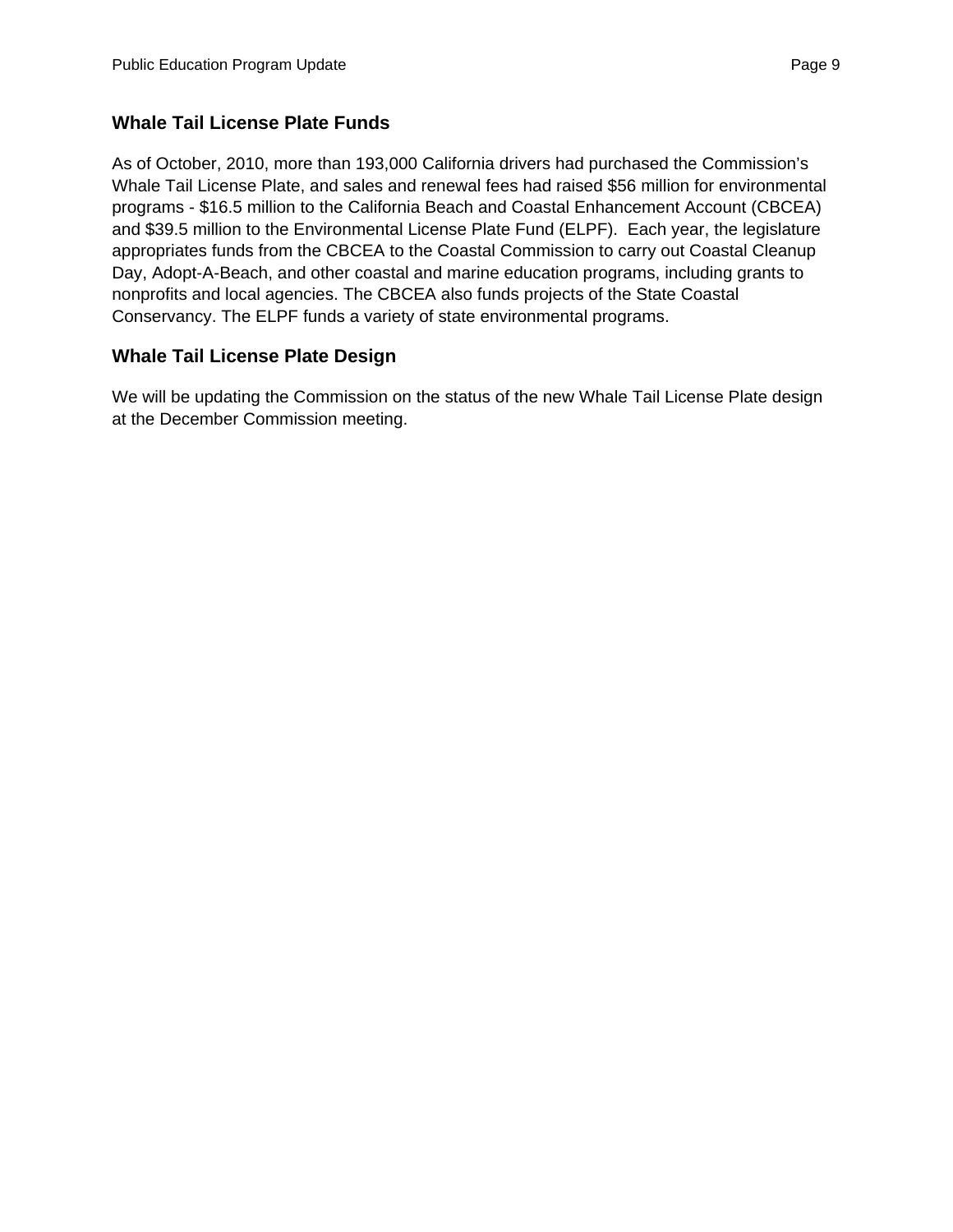## Whale Tail License Plate Funds

As of October, 2010, more than 193,000 California drivers had purchased the Commission's Whale Tail License Plate, and sales and renewal fees had raised $56 million for environmental programs - $16.5 million to the California Beach and Coastal Enhancement Account (CBCEA) and $39.5 million to the Environmental License Plate Fund (ELPF). Each year, the legislature appropriates funds from the CBCEA to the Coastal Commission to carry out Coastal Cleanup Day, Adopt-A-Beach, and other coastal and marine education programs, including grants to nonprofits and local agencies. The CBCEA also funds projects of the State Coastal Conservancy. The ELPF funds a variety of state environmental programs.

## Whale Tail License Plate Design

We will be updating the Commission on the status of the new Whale Tail License Plate design at the December Commission meeting.